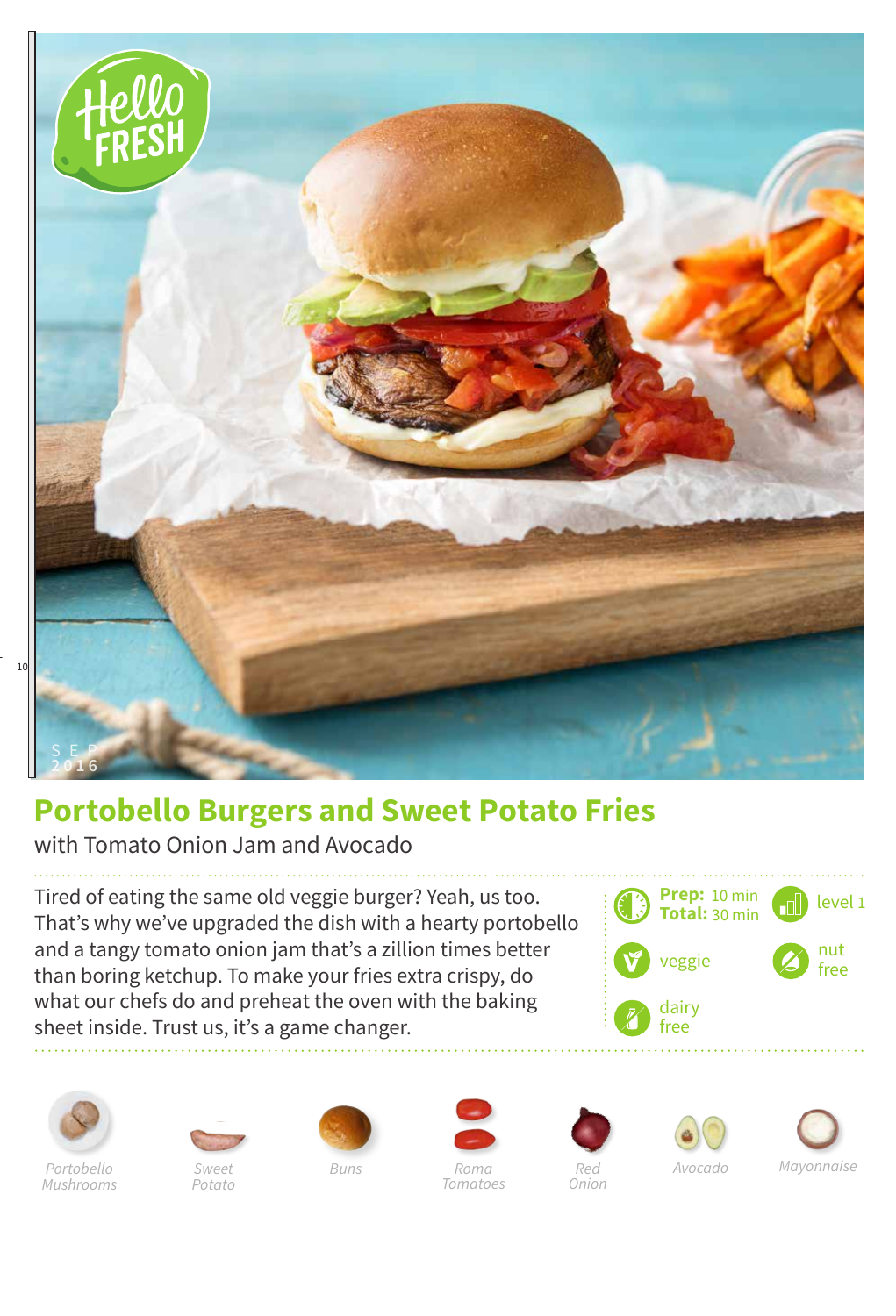# Portobello Burgers and Sweet Potato Fries

with Tomato Onion Jam and Avocado

Tired of eating the same old veggie burger? Yeah, us too. That's why we've upgraded the dish with a hearty portobello and a tangy tomato onion jam that's a zillion times better than boring ketchup. To make your fries extra crispy, do what our chefs do and preheat the oven with the baking sheet inside. Trust us, it's a game changer.

**Prep:** 10 min
**Total:** 30 min

level 1

veggie

nut free

dairy free

*Portobello Mushrooms*

*Sweet Potato*

*Buns*

*Roma Tomatoes*

*Red Onion*

*Avocado*

*Mayonnaise*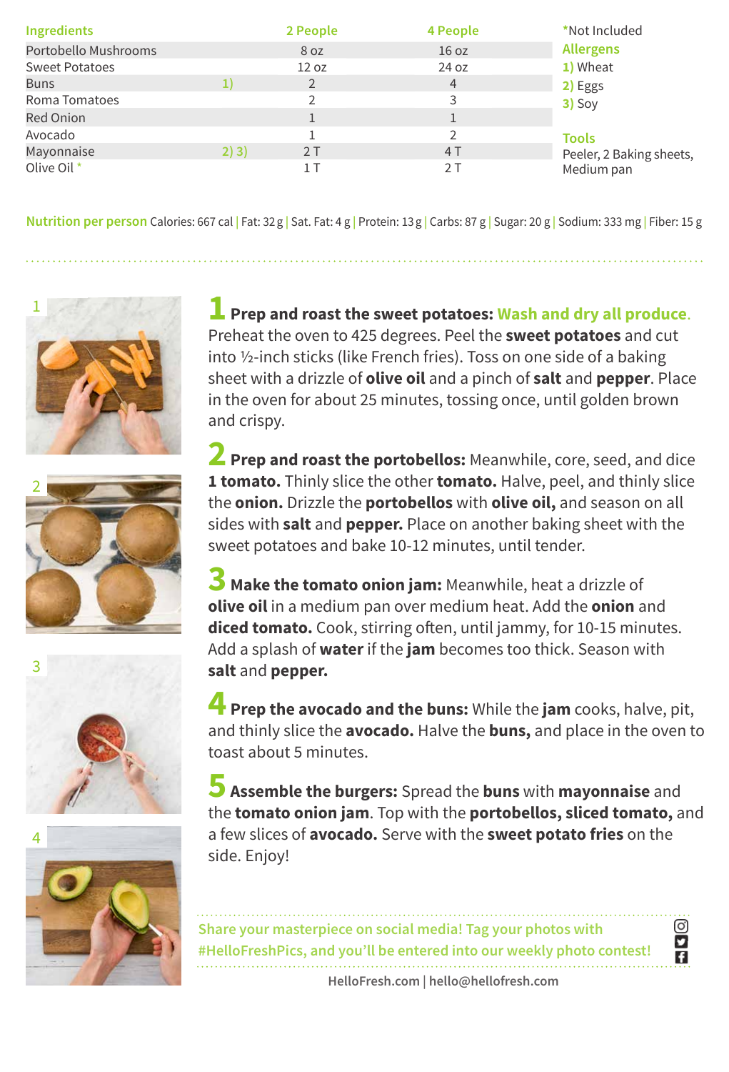| Ingredients | | 2 People | 4 People |
| --- | --- | --- | --- |
| Portobello Mushrooms | | 8 oz | 16 oz |
| Sweet Potatoes | | 12 oz | 24 oz |
| Buns | 1) | 2 | 4 |
| Roma Tomatoes | | 2 | 3 |
| Red Onion | | 1 | 1 |
| Avocado | | 1 | 2 |
| Mayonnaise | 2) 3) | 2 T | 4 T |
| Olive Oil * | | 1 T | 2 T |

*Not Included

**Allergens**
1) Wheat
2) Eggs
3) Soy

**Tools**
Peeler, 2 Baking sheets, Medium pan

**Nutrition per person** Calories: 667 cal | Fat: 32 g | Sat. Fat: 4 g | Protein: 13 g | Carbs: 87 g | Sugar: 20 g | Sodium: 333 mg | Fiber: 15 g

1 **Prep and roast the sweet potatoes:** **Wash and dry all produce.** Preheat the oven to 425 degrees. Peel the **sweet potatoes** and cut into ½-inch sticks (like French fries). Toss on one side of a baking sheet with a drizzle of **olive oil** and a pinch of **salt** and **pepper**. Place in the oven for about 25 minutes, tossing once, until golden brown and crispy.

2 **Prep and roast the portobellos:** Meanwhile, core, seed, and dice **1 tomato.** Thinly slice the other **tomato.** Halve, peel, and thinly slice the **onion.** Drizzle the **portobellos** with **olive oil,** and season on all sides with **salt** and **pepper.** Place on another baking sheet with the sweet potatoes and bake 10-12 minutes, until tender.

3 **Make the tomato onion jam:** Meanwhile, heat a drizzle of **olive oil** in a medium pan over medium heat. Add the **onion** and **diced tomato.** Cook, stirring often, until jammy, for 10-15 minutes. Add a splash of **water** if the **jam** becomes too thick. Season with **salt** and **pepper.**

4 **Prep the avocado and the buns:** While the **jam** cooks, halve, pit, and thinly slice the **avocado.** Halve the **buns,** and place in the oven to toast about 5 minutes.

5 **Assemble the burgers:** Spread the **buns** with **mayonnaise** and the **tomato onion jam**. Top with the **portobellos, sliced tomato,** and a few slices of **avocado.** Serve with the **sweet potato fries** on the side. Enjoy!

Share your masterpiece on social media! Tag your photos with #HelloFreshPics, and you'll be entered into our weekly photo contest!

HelloFresh.com | hello@hellofresh.com